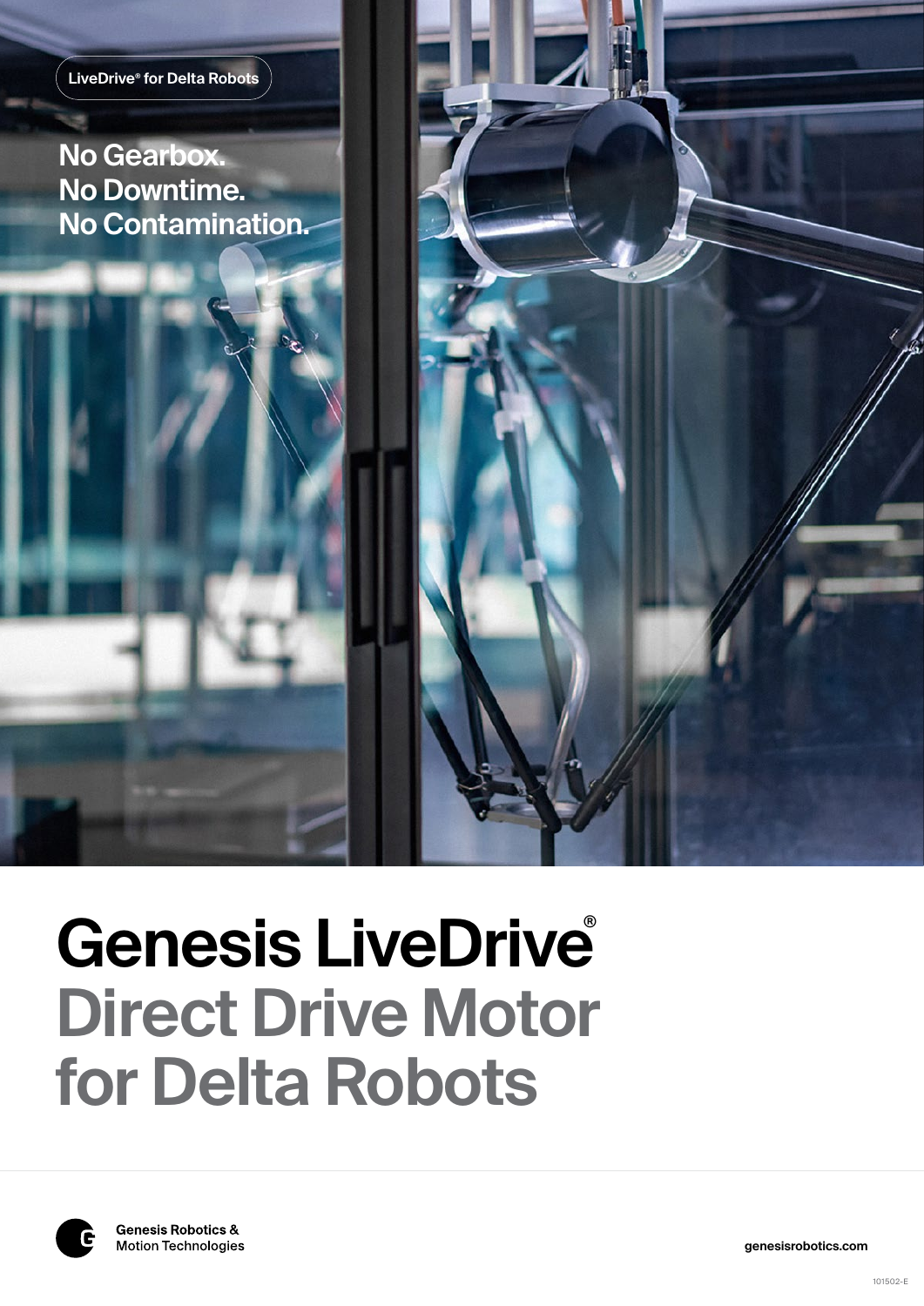LiveDrive® for Delta Robots

**No Gearbox.**
**No Downtime.**
**No Contamination.**

# Genesis LiveDrive®
# Direct Drive Motor for Delta Robots

Genesis Robotics & Motion Technologies

genesisrobotics.com

101502-E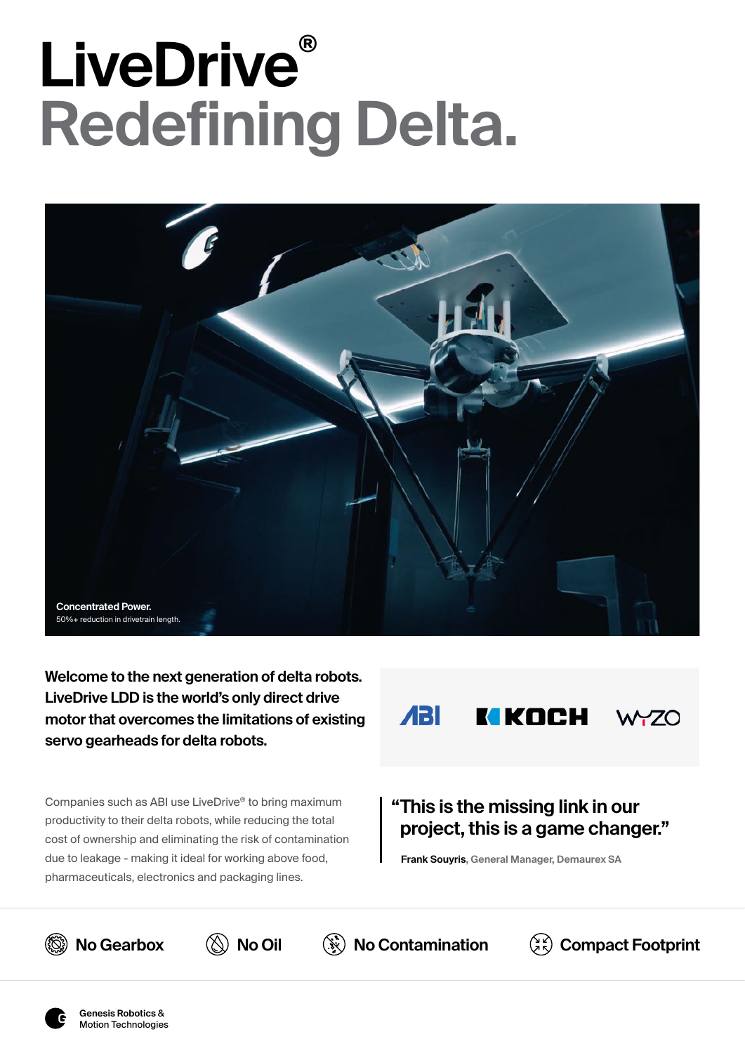# LiveDrive®
# Redefining Delta.

**Concentrated Power.**
50%+ reduction in drivetrain length.

**Welcome to the next generation of delta robots. LiveDrive LDD is the world's only direct drive motor that overcomes the limitations of existing servo gearheads for delta robots.**

ABI KOCH WYZO

Companies such as ABI use LiveDrive® to bring maximum productivity to their delta robots, while reducing the total cost of ownership and eliminating the risk of contamination due to leakage - making it ideal for working above food, pharmaceuticals, electronics and packaging lines.

> "This is the missing link in our project, this is a game changer."
>
> **Frank Souyris**, General Manager, Demaurex SA

- No Gearbox
- No Oil
- No Contamination
- Compact Footprint

Genesis Robotics & Motion Technologies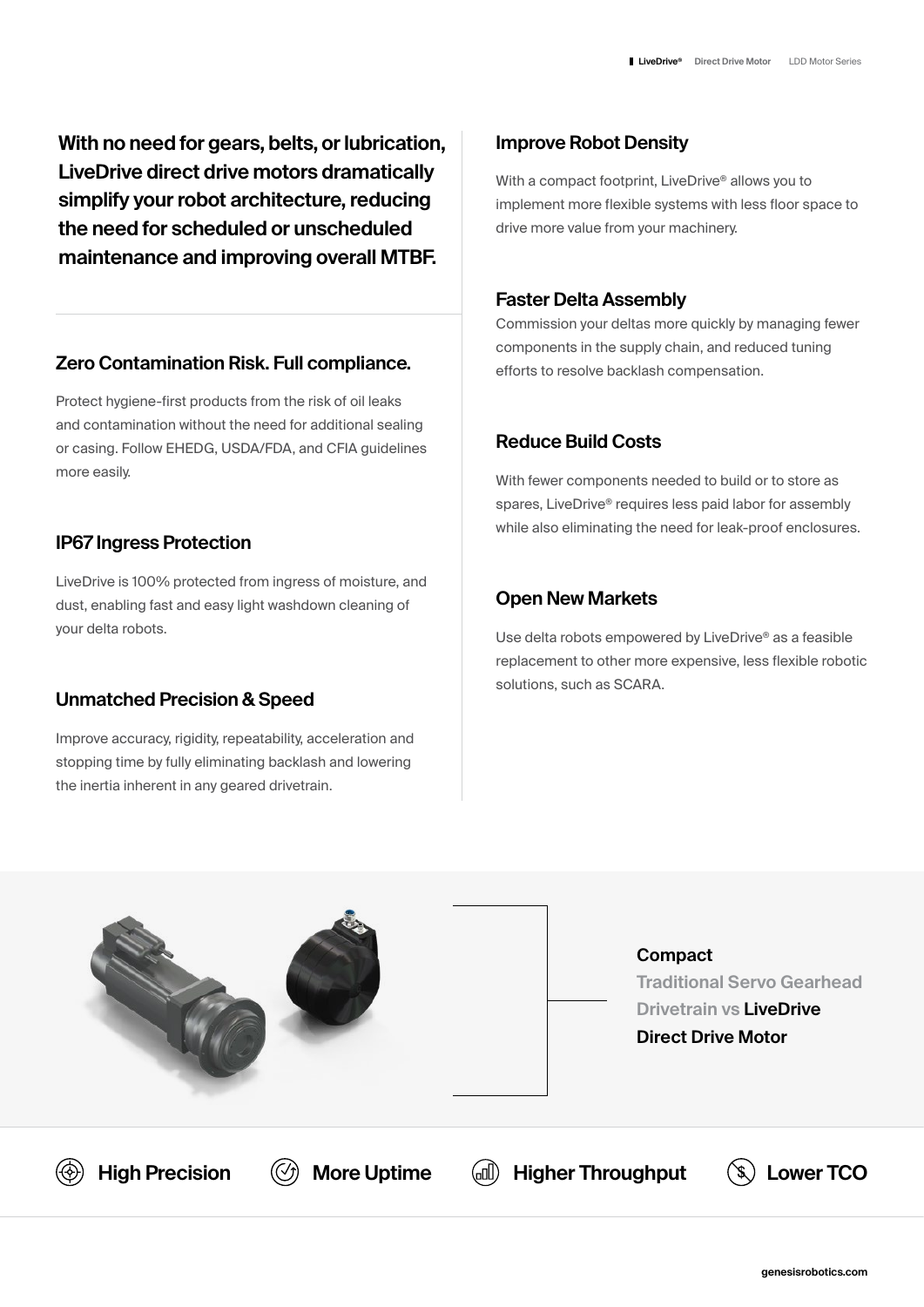**With no need for gears, belts, or lubrication, LiveDrive direct drive motors dramatically simplify your robot architecture, reducing the need for scheduled or unscheduled maintenance and improving overall MTBF.**

### Zero Contamination Risk. Full compliance.

Protect hygiene-first products from the risk of oil leaks and contamination without the need for additional sealing or casing. Follow EHEDG, USDA/FDA, and CFIA guidelines more easily.

### IP67 Ingress Protection

LiveDrive is 100% protected from ingress of moisture, and dust, enabling fast and easy light washdown cleaning of your delta robots.

### Unmatched Precision & Speed

Improve accuracy, rigidity, repeatability, acceleration and stopping time by fully eliminating backlash and lowering the inertia inherent in any geared drivetrain.

### Improve Robot Density

With a compact footprint, LiveDrive® allows you to implement more flexible systems with less floor space to drive more value from your machinery.

### Faster Delta Assembly

Commission your deltas more quickly by managing fewer components in the supply chain, and reduced tuning efforts to resolve backlash compensation.

### Reduce Build Costs

With fewer components needed to build or to store as spares, LiveDrive® requires less paid labor for assembly while also eliminating the need for leak-proof enclosures.

### Open New Markets

Use delta robots empowered by LiveDrive® as a feasible replacement to other more expensive, less flexible robotic solutions, such as SCARA.

**Compact**
Traditional Servo Gearhead Drivetrain vs **LiveDrive Direct Drive Motor**

**High Precision** | **More Uptime** | **Higher Throughput** | **Lower TCO**

genesisrobotics.com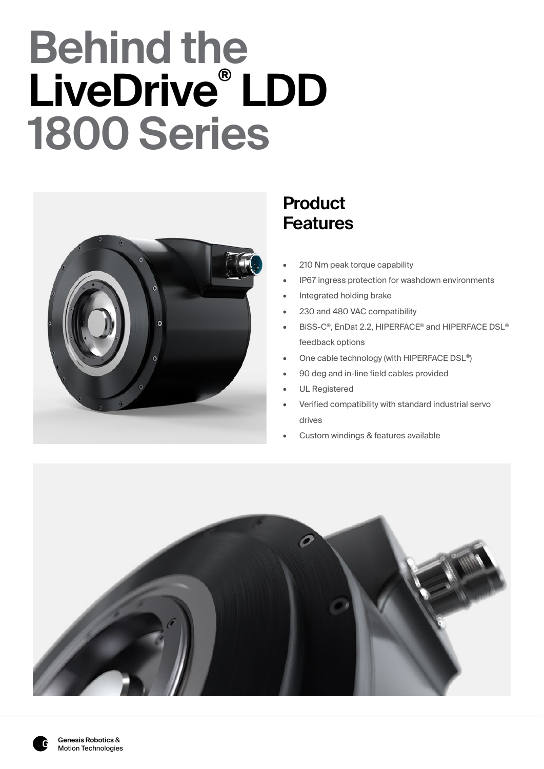# Behind the LiveDrive® LDD 1800 Series

## Product Features

- 210 Nm peak torque capability
- IP67 ingress protection for washdown environments
- Integrated holding brake
- 230 and 480 VAC compatibility
- BiSS-C®, EnDat 2.2, HIPERFACE® and HIPERFACE DSL® feedback options
- One cable technology (with HIPERFACE DSL®)
- 90 deg and in-line field cables provided
- UL Registered
- Verified compatibility with standard industrial servo drives
- Custom windings & features available

Genesis Robotics & Motion Technologies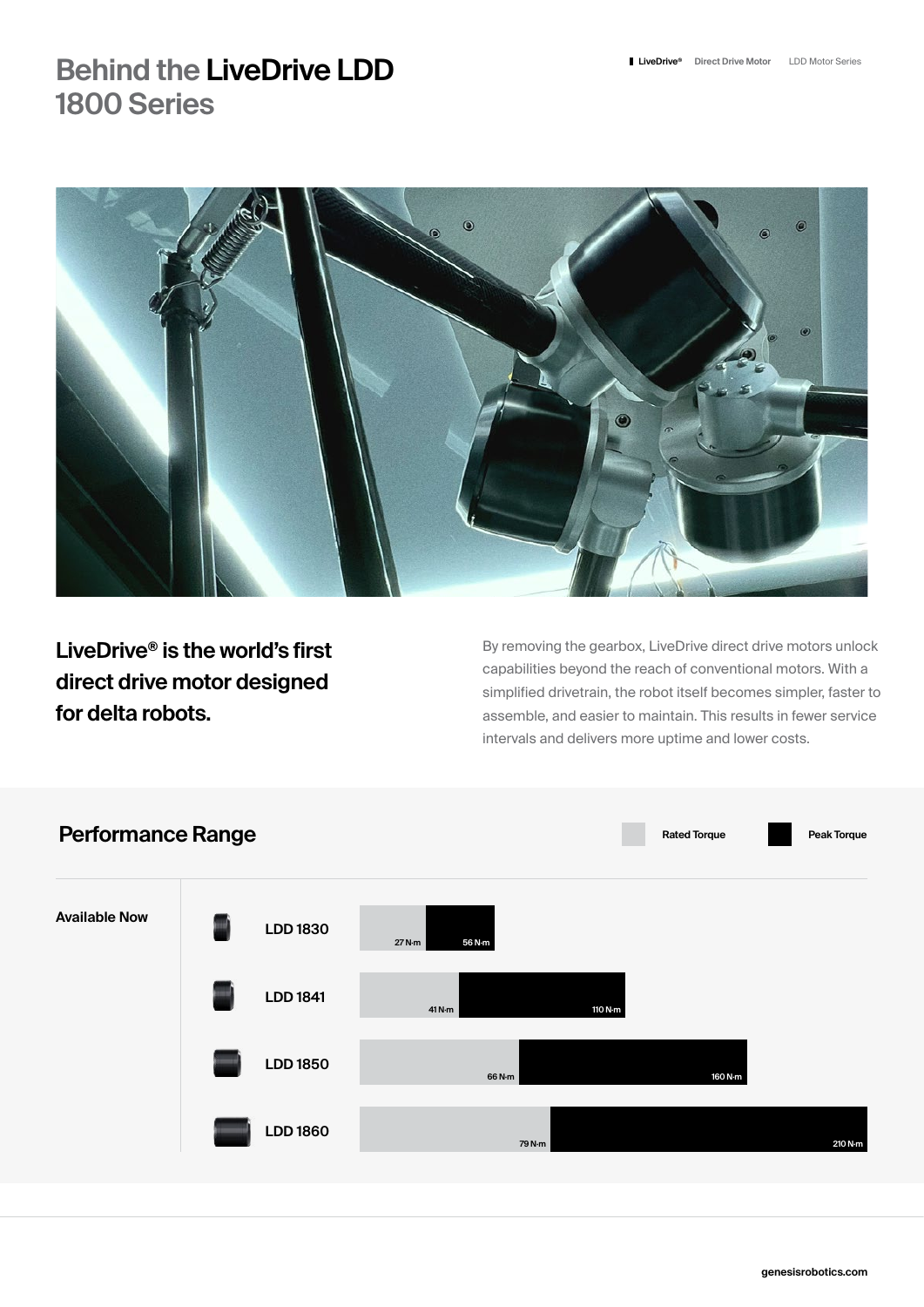# Behind the LiveDrive LDD 1800 Series

**LiveDrive® is the world's first direct drive motor designed for delta robots.**

By removing the gearbox, LiveDrive direct drive motors unlock capabilities beyond the reach of conventional motors. With a simplified drivetrain, the robot itself becomes simpler, faster to assemble, and easier to maintain. This results in fewer service intervals and delivers more uptime and lower costs.

## Performance Range

**Available Now**

| Model | Rated Torque | Peak Torque |
| --- | --- | --- |
| LDD 1830 | 27 N·m | 56 N·m |
| LDD 1841 | 41 N·m | 110 N·m |
| LDD 1850 | 66 N·m | 160 N·m |
| LDD 1860 | 79 N·m | 210 N·m |

genesisrobotics.com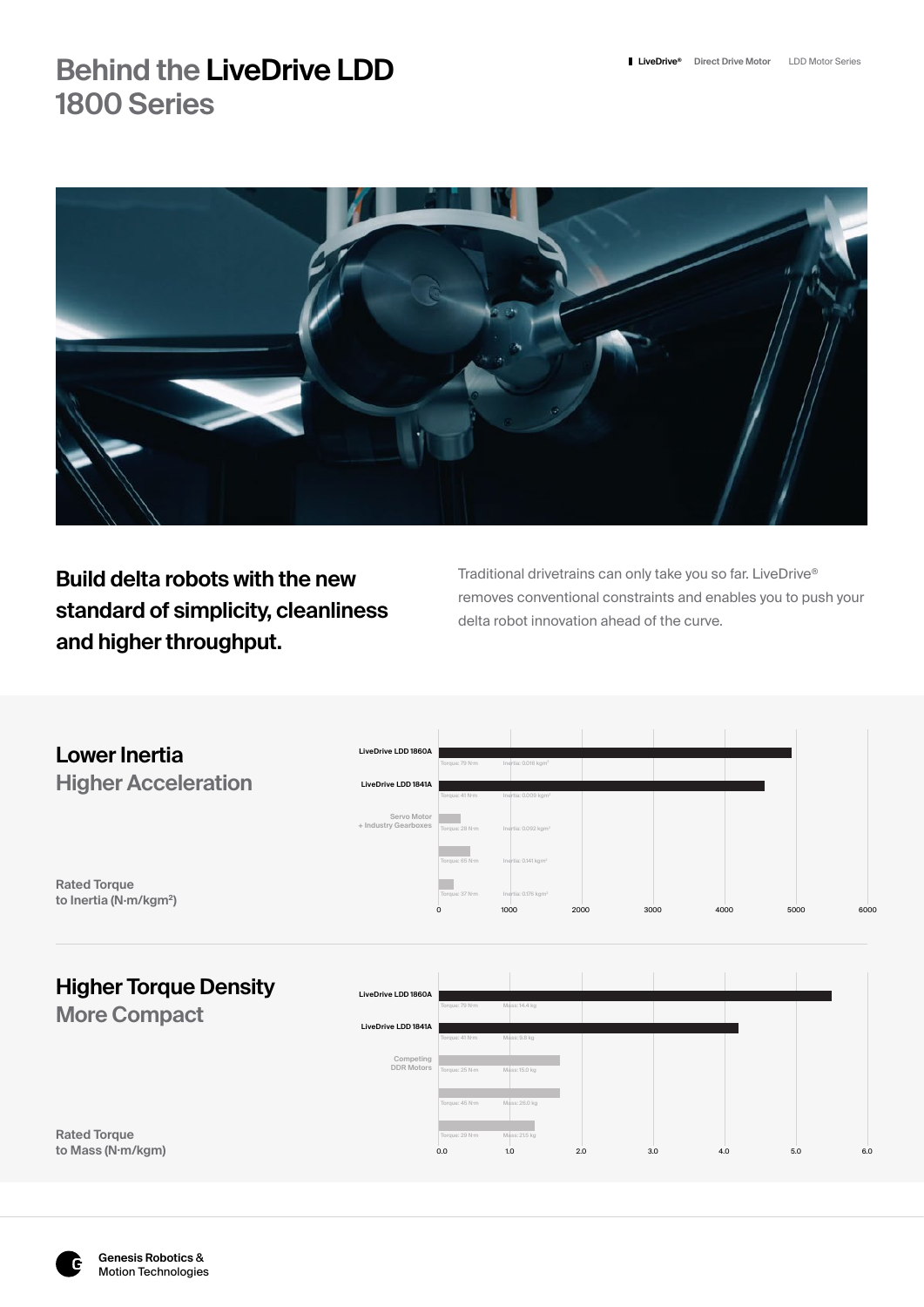# Behind the **LiveDrive LDD** 1800 Series

**Build delta robots with the new standard of simplicity, cleanliness and higher throughput.**

Traditional drivetrains can only take you so far. LiveDrive® removes conventional constraints and enables you to push your delta robot innovation ahead of the curve.

## Lower Inertia
### Higher Acceleration

Rated Torque to Inertia (N·m/kgm²)

| Motor | Torque | Inertia |
| --- | --- | --- |
| LiveDrive LDD 1860A | Torque: 79 N·m | Inertia: 0.016 kgm² |
| LiveDrive LDD 1841A | Torque: 41 N·m | Inertia: 0.009 kgm² |
| Servo Motor + Industry Gearboxes | Torque: 28 N·m | Inertia: 0.092 kgm² |
| | Torque: 65 N·m | Inertia: 0.141 kgm² |
| | Torque: 37 N·m | Inertia: 0.176 kgm² |

Axis: 0, 1000, 2000, 3000, 4000, 5000, 6000

## Higher Torque Density
### More Compact

Rated Torque to Mass (N·m/kgm)

| Motor | Torque | Mass |
| --- | --- | --- |
| LiveDrive LDD 1860A | Torque: 79 N·m | Mass: 14.4 kg |
| LiveDrive LDD 1841A | Torque: 41 N·m | Mass: 9.8 kg |
| Competing DDR Motors | Torque: 25 N·m | Mass: 15.0 kg |
| | Torque: 45 N·m | Mass: 26.0 kg |
| | Torque: 29 N·m | Mass: 21.5 kg |

Axis: 0.0, 1.0, 2.0, 3.0, 4.0, 5.0, 6.0

Genesis Robotics & Motion Technologies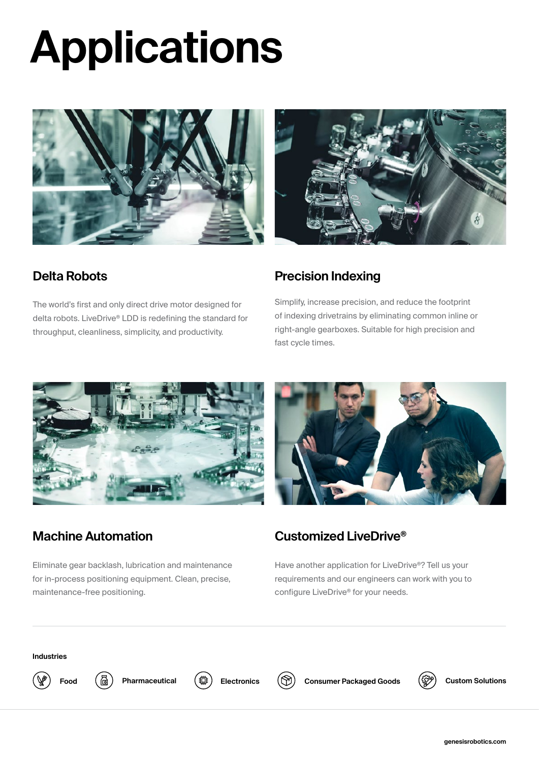# Applications

## Delta Robots

The world's first and only direct drive motor designed for delta robots. LiveDrive® LDD is redefining the standard for throughput, cleanliness, simplicity, and productivity.

## Precision Indexing

Simplify, increase precision, and reduce the footprint of indexing drivetrains by eliminating common inline or right-angle gearboxes. Suitable for high precision and fast cycle times.

## Machine Automation

Eliminate gear backlash, lubrication and maintenance for in-process positioning equipment. Clean, precise, maintenance-free positioning.

## Customized LiveDrive®

Have another application for LiveDrive®? Tell us your requirements and our engineers can work with you to configure LiveDrive® for your needs.

---

**Industries**

- **Food**
- **Pharmaceutical**
- **Electronics**
- **Consumer Packaged Goods**
- **Custom Solutions**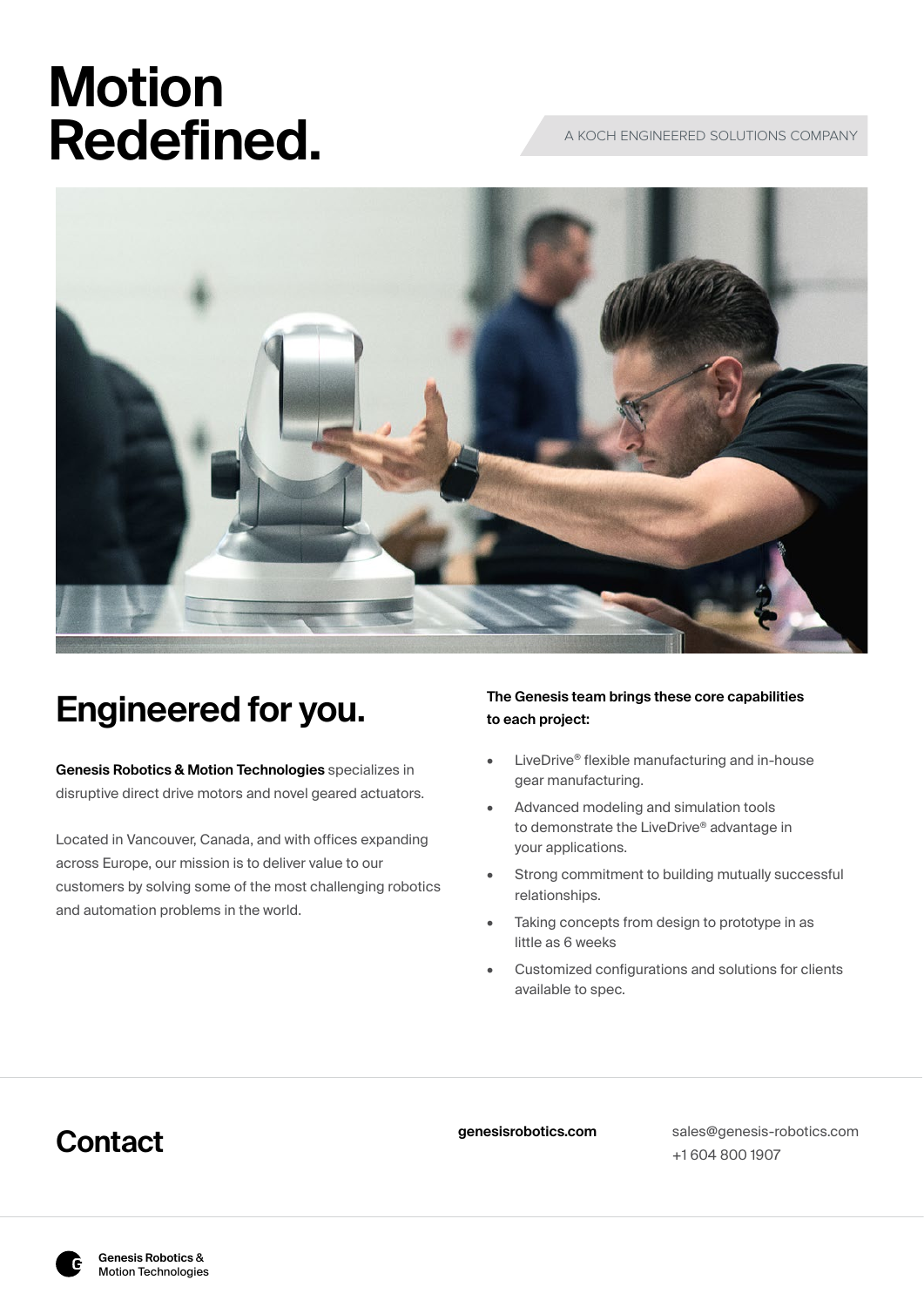# Motion Redefined.

A KOCH ENGINEERED SOLUTIONS COMPANY

## Engineered for you.

**Genesis Robotics & Motion Technologies** specializes in disruptive direct drive motors and novel geared actuators.

Located in Vancouver, Canada, and with offices expanding across Europe, our mission is to deliver value to our customers by solving some of the most challenging robotics and automation problems in the world.

**The Genesis team brings these core capabilities to each project:**

- LiveDrive® flexible manufacturing and in-house gear manufacturing.
- Advanced modeling and simulation tools to demonstrate the LiveDrive® advantage in your applications.
- Strong commitment to building mutually successful relationships.
- Taking concepts from design to prototype in as little as 6 weeks
- Customized configurations and solutions for clients available to spec.

## Contact

**genesisrobotics.com**

sales@genesis-robotics.com
+1 604 800 1907

Genesis Robotics & Motion Technologies